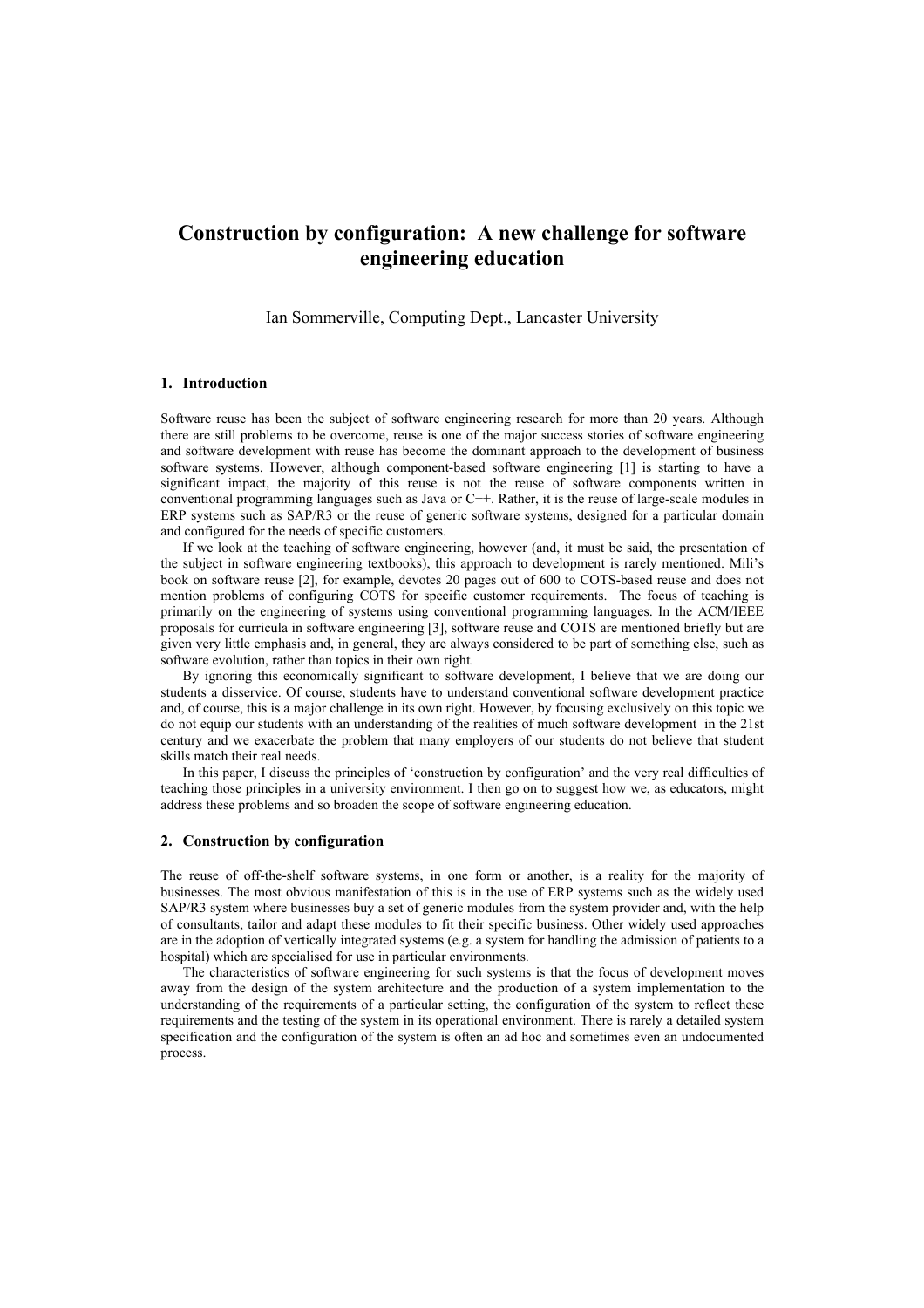# Construction by configuration: A new challenge for software engineering education

Ian Sommerville, Computing Dept., Lancaster University

## 1. Introduction

Software reuse has been the subject of software engineering research for more than 20 years. Although there are still problems to be overcome, reuse is one of the major success stories of software engineering and software development with reuse has become the dominant approach to the development of business software systems. However, although component-based software engineering [1] is starting to have a significant impact, the majority of this reuse is not the reuse of software components written in conventional programming languages such as Java or C++. Rather, it is the reuse of large-scale modules in ERP systems such as SAP/R3 or the reuse of generic software systems, designed for a particular domain and configured for the needs of specific customers.

If we look at the teaching of software engineering, however (and, it must be said, the presentation of the subject in software engineering textbooks), this approach to development is rarely mentioned. Mili's book on software reuse [2], for example, devotes 20 pages out of 600 to COTS-based reuse and does not mention problems of configuring COTS for specific customer requirements. The focus of teaching is primarily on the engineering of systems using conventional programming languages. In the ACM/IEEE proposals for curricula in software engineering [3], software reuse and COTS are mentioned briefly but are given very little emphasis and, in general, they are always considered to be part of something else, such as software evolution, rather than topics in their own right.

By ignoring this economically significant to software development, I believe that we are doing our students a disservice. Of course, students have to understand conventional software development practice and, of course, this is a major challenge in its own right. However, by focusing exclusively on this topic we do not equip our students with an understanding of the realities of much software development in the 21st century and we exacerbate the problem that many employers of our students do not believe that student skills match their real needs.

In this paper, I discuss the principles of 'construction by configuration' and the very real difficulties of teaching those principles in a university environment. I then go on to suggest how we, as educators, might address these problems and so broaden the scope of software engineering education.

## 2. Construction by configuration

The reuse of off-the-shelf software systems, in one form or another, is a reality for the majority of businesses. The most obvious manifestation of this is in the use of ERP systems such as the widely used SAP/R3 system where businesses buy a set of generic modules from the system provider and, with the help of consultants, tailor and adapt these modules to fit their specific business. Other widely used approaches are in the adoption of vertically integrated systems (e.g. a system for handling the admission of patients to a hospital) which are specialised for use in particular environments.

The characteristics of software engineering for such systems is that the focus of development moves away from the design of the system architecture and the production of a system implementation to the understanding of the requirements of a particular setting, the configuration of the system to reflect these requirements and the testing of the system in its operational environment. There is rarely a detailed system specification and the configuration of the system is often an ad hoc and sometimes even an undocumented process.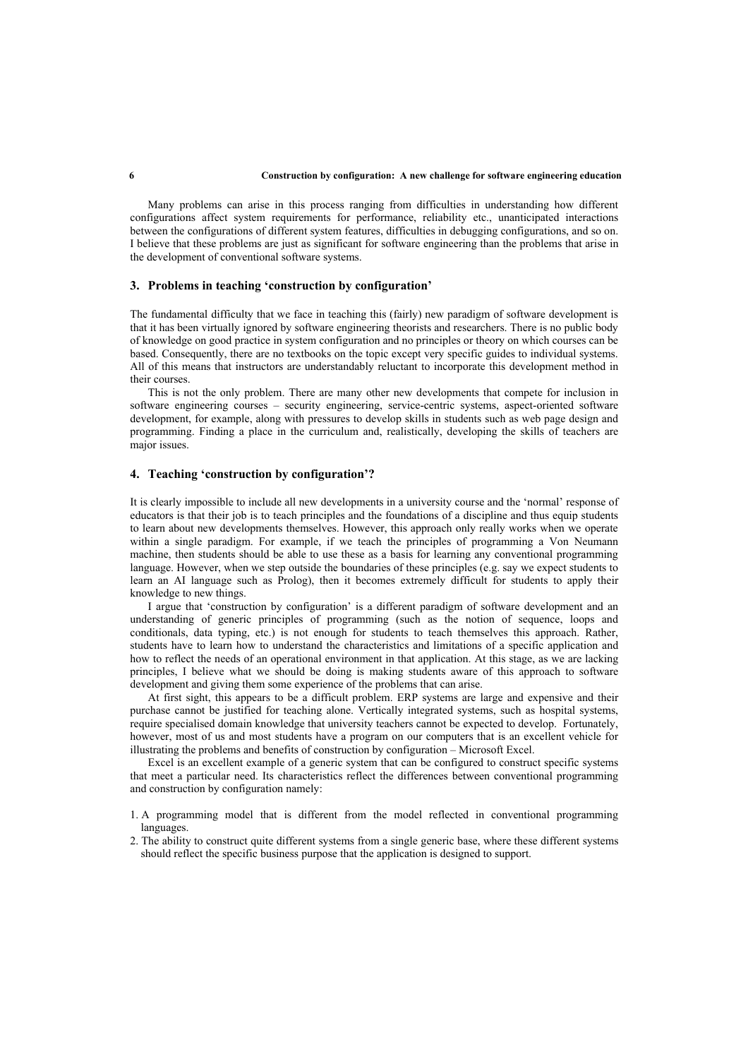Many problems can arise in this process ranging from difficulties in understanding how different configurations affect system requirements for performance, reliability etc., unanticipated interactions between the configurations of different system features, difficulties in debugging configurations, and so on. I believe that these problems are just as significant for software engineering than the problems that arise in the development of conventional software systems.

## 3. Problems in teaching 'construction by configuration'

The fundamental difficulty that we face in teaching this (fairly) new paradigm of software development is that it has been virtually ignored by software engineering theorists and researchers. There is no public body of knowledge on good practice in system configuration and no principles or theory on which courses can be based. Consequently, there are no textbooks on the topic except very specific guides to individual systems. All of this means that instructors are understandably reluctant to incorporate this development method in their courses.

This is not the only problem. There are many other new developments that compete for inclusion in software engineering courses – security engineering, service-centric systems, aspect-oriented software development, for example, along with pressures to develop skills in students such as web page design and programming. Finding a place in the curriculum and, realistically, developing the skills of teachers are major issues.

## 4. Teaching 'construction by configuration'?

It is clearly impossible to include all new developments in a university course and the 'normal' response of educators is that their job is to teach principles and the foundations of a discipline and thus equip students to learn about new developments themselves. However, this approach only really works when we operate within a single paradigm. For example, if we teach the principles of programming a Von Neumann machine, then students should be able to use these as a basis for learning any conventional programming language. However, when we step outside the boundaries of these principles (e.g. say we expect students to learn an AI language such as Prolog), then it becomes extremely difficult for students to apply their knowledge to new things.

I argue that 'construction by configuration' is a different paradigm of software development and an understanding of generic principles of programming (such as the notion of sequence, loops and conditionals, data typing, etc.) is not enough for students to teach themselves this approach. Rather, students have to learn how to understand the characteristics and limitations of a specific application and how to reflect the needs of an operational environment in that application. At this stage, as we are lacking principles, I believe what we should be doing is making students aware of this approach to software development and giving them some experience of the problems that can arise.

At first sight, this appears to be a difficult problem. ERP systems are large and expensive and their purchase cannot be justified for teaching alone. Vertically integrated systems, such as hospital systems, require specialised domain knowledge that university teachers cannot be expected to develop. Fortunately, however, most of us and most students have a program on our computers that is an excellent vehicle for illustrating the problems and benefits of construction by configuration – Microsoft Excel.

Excel is an excellent example of a generic system that can be configured to construct specific systems that meet a particular need. Its characteristics reflect the differences between conventional programming and construction by configuration namely:

1. A programming model that is different from the model reflected in conventional programming languages.
2. The ability to construct quite different systems from a single generic base, where these different systems should reflect the specific business purpose that the application is designed to support.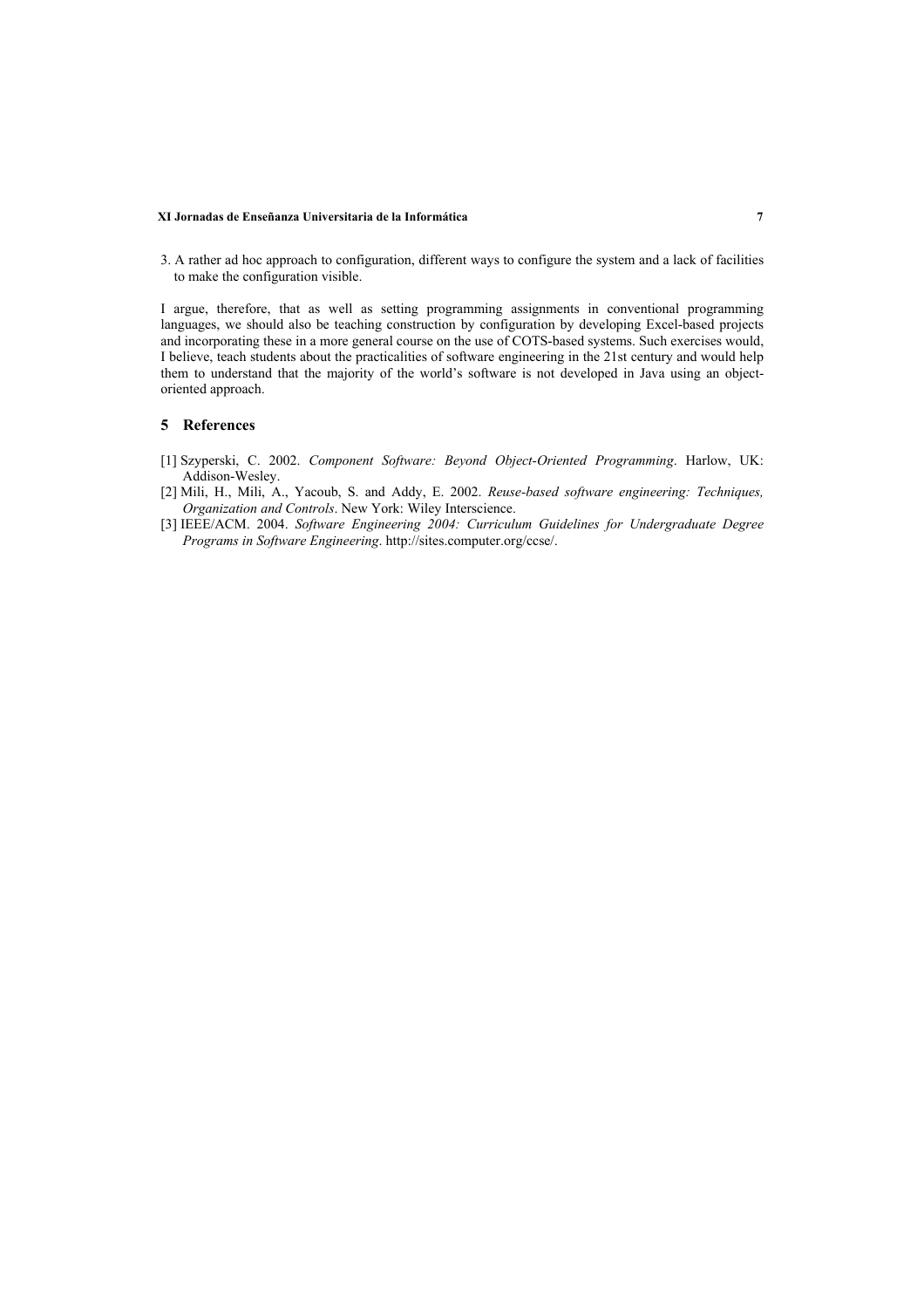3. A rather ad hoc approach to configuration, different ways to configure the system and a lack of facilities to make the configuration visible.

I argue, therefore, that as well as setting programming assignments in conventional programming languages, we should also be teaching construction by configuration by developing Excel-based projects and incorporating these in a more general course on the use of COTS-based systems. Such exercises would, I believe, teach students about the practicalities of software engineering in the 21st century and would help them to understand that the majority of the world's software is not developed in Java using an object-oriented approach.

## 5 References

[1] Szyperski, C. 2002. *Component Software: Beyond Object-Oriented Programming*. Harlow, UK: Addison-Wesley.

[2] Mili, H., Mili, A., Yacoub, S. and Addy, E. 2002. *Reuse-based software engineering: Techniques, Organization and Controls*. New York: Wiley Interscience.

[3] IEEE/ACM. 2004. *Software Engineering 2004: Curriculum Guidelines for Undergraduate Degree Programs in Software Engineering*. http://sites.computer.org/ccse/.